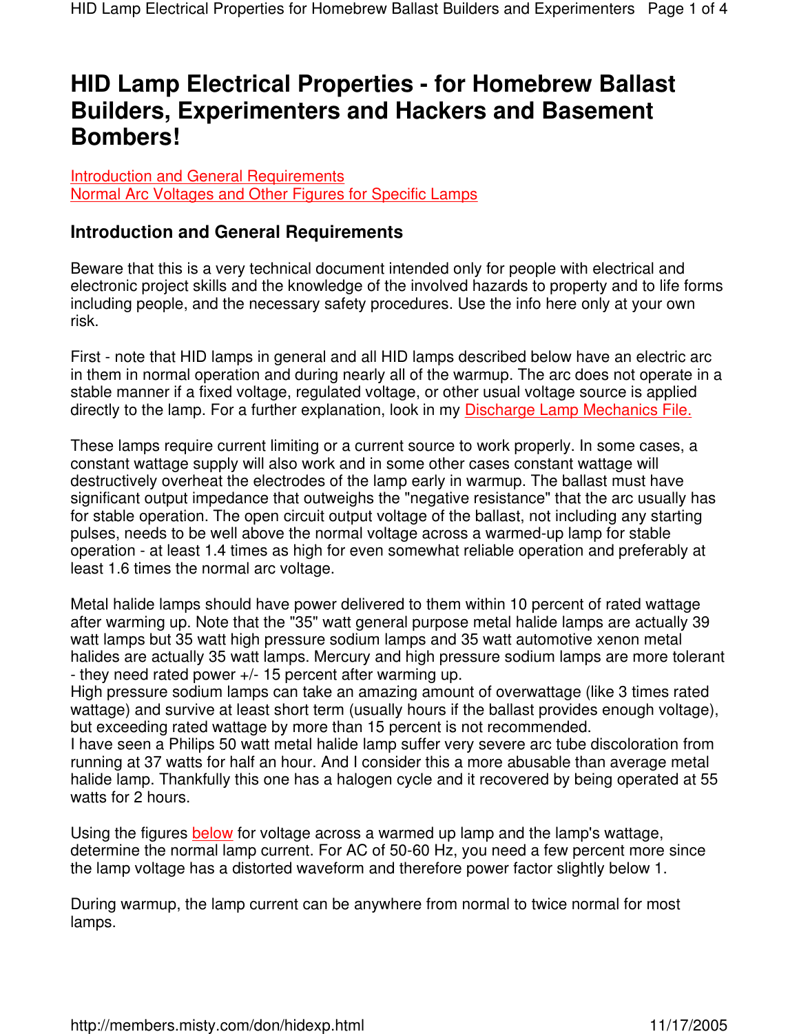# HID Lamp Electrical Properties - for Homebrew Ballast Builders, Experimenters and Hackers and Basement Bombers!

Introduction and General Requirements
Normal Arc Voltages and Other Figures for Specific Lamps

## Introduction and General Requirements

Beware that this is a very technical document intended only for people with electrical and electronic project skills and the knowledge of the involved hazards to property and to life forms including people, and the necessary safety procedures. Use the info here only at your own risk.

First - note that HID lamps in general and all HID lamps described below have an electric arc in them in normal operation and during nearly all of the warmup. The arc does not operate in a stable manner if a fixed voltage, regulated voltage, or other usual voltage source is applied directly to the lamp. For a further explanation, look in my Discharge Lamp Mechanics File.

These lamps require current limiting or a current source to work properly. In some cases, a constant wattage supply will also work and in some other cases constant wattage will destructively overheat the electrodes of the lamp early in warmup. The ballast must have significant output impedance that outweighs the "negative resistance" that the arc usually has for stable operation. The open circuit output voltage of the ballast, not including any starting pulses, needs to be well above the normal voltage across a warmed-up lamp for stable operation - at least 1.4 times as high for even somewhat reliable operation and preferably at least 1.6 times the normal arc voltage.

Metal halide lamps should have power delivered to them within 10 percent of rated wattage after warming up. Note that the "35" watt general purpose metal halide lamps are actually 39 watt lamps but 35 watt high pressure sodium lamps and 35 watt automotive xenon metal halides are actually 35 watt lamps. Mercury and high pressure sodium lamps are more tolerant - they need rated power +/- 15 percent after warming up.
High pressure sodium lamps can take an amazing amount of overwattage (like 3 times rated wattage) and survive at least short term (usually hours if the ballast provides enough voltage), but exceeding rated wattage by more than 15 percent is not recommended.
I have seen a Philips 50 watt metal halide lamp suffer very severe arc tube discoloration from running at 37 watts for half an hour. And I consider this a more abusable than average metal halide lamp. Thankfully this one has a halogen cycle and it recovered by being operated at 55 watts for 2 hours.

Using the figures below for voltage across a warmed up lamp and the lamp's wattage, determine the normal lamp current. For AC of 50-60 Hz, you need a few percent more since the lamp voltage has a distorted waveform and therefore power factor slightly below 1.

During warmup, the lamp current can be anywhere from normal to twice normal for most lamps.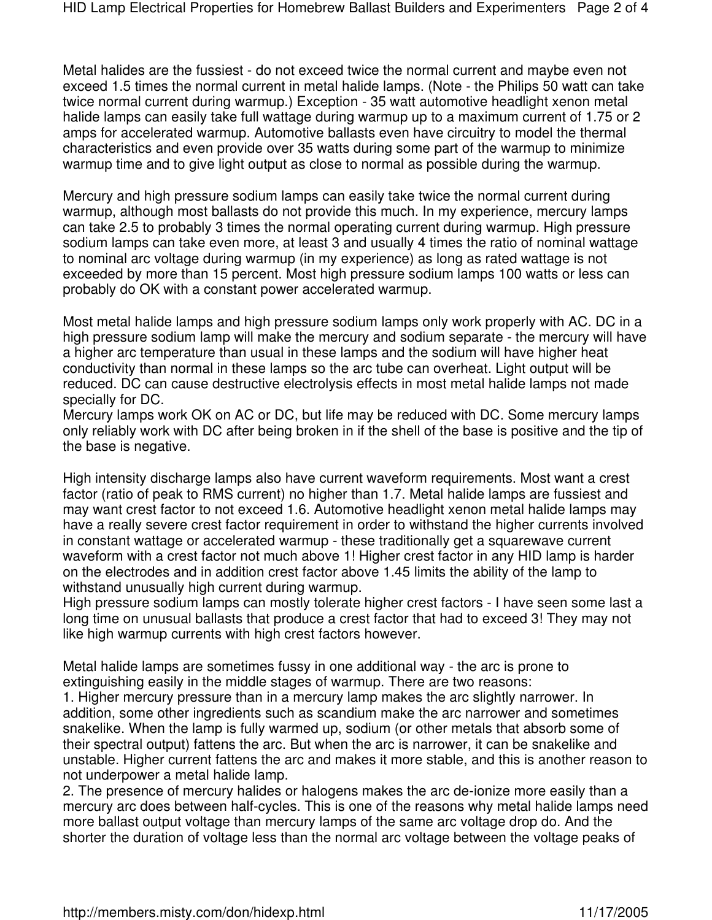Metal halides are the fussiest - do not exceed twice the normal current and maybe even not exceed 1.5 times the normal current in metal halide lamps. (Note - the Philips 50 watt can take twice normal current during warmup.) Exception - 35 watt automotive headlight xenon metal halide lamps can easily take full wattage during warmup up to a maximum current of 1.75 or 2 amps for accelerated warmup. Automotive ballasts even have circuitry to model the thermal characteristics and even provide over 35 watts during some part of the warmup to minimize warmup time and to give light output as close to normal as possible during the warmup.

Mercury and high pressure sodium lamps can easily take twice the normal current during warmup, although most ballasts do not provide this much. In my experience, mercury lamps can take 2.5 to probably 3 times the normal operating current during warmup. High pressure sodium lamps can take even more, at least 3 and usually 4 times the ratio of nominal wattage to nominal arc voltage during warmup (in my experience) as long as rated wattage is not exceeded by more than 15 percent. Most high pressure sodium lamps 100 watts or less can probably do OK with a constant power accelerated warmup.

Most metal halide lamps and high pressure sodium lamps only work properly with AC. DC in a high pressure sodium lamp will make the mercury and sodium separate - the mercury will have a higher arc temperature than usual in these lamps and the sodium will have higher heat conductivity than normal in these lamps so the arc tube can overheat. Light output will be reduced. DC can cause destructive electrolysis effects in most metal halide lamps not made specially for DC.
Mercury lamps work OK on AC or DC, but life may be reduced with DC. Some mercury lamps only reliably work with DC after being broken in if the shell of the base is positive and the tip of the base is negative.

High intensity discharge lamps also have current waveform requirements. Most want a crest factor (ratio of peak to RMS current) no higher than 1.7. Metal halide lamps are fussiest and may want crest factor to not exceed 1.6. Automotive headlight xenon metal halide lamps may have a really severe crest factor requirement in order to withstand the higher currents involved in constant wattage or accelerated warmup - these traditionally get a squarewave current waveform with a crest factor not much above 1! Higher crest factor in any HID lamp is harder on the electrodes and in addition crest factor above 1.45 limits the ability of the lamp to withstand unusually high current during warmup.
High pressure sodium lamps can mostly tolerate higher crest factors - I have seen some last a long time on unusual ballasts that produce a crest factor that had to exceed 3! They may not like high warmup currents with high crest factors however.

Metal halide lamps are sometimes fussy in one additional way - the arc is prone to extinguishing easily in the middle stages of warmup. There are two reasons:
1. Higher mercury pressure than in a mercury lamp makes the arc slightly narrower. In addition, some other ingredients such as scandium make the arc narrower and sometimes snakelike. When the lamp is fully warmed up, sodium (or other metals that absorb some of their spectral output) fattens the arc. But when the arc is narrower, it can be snakelike and unstable. Higher current fattens the arc and makes it more stable, and this is another reason to not underpower a metal halide lamp.
2. The presence of mercury halides or halogens makes the arc de-ionize more easily than a mercury arc does between half-cycles. This is one of the reasons why metal halide lamps need more ballast output voltage than mercury lamps of the same arc voltage drop do. And the shorter the duration of voltage less than the normal arc voltage between the voltage peaks of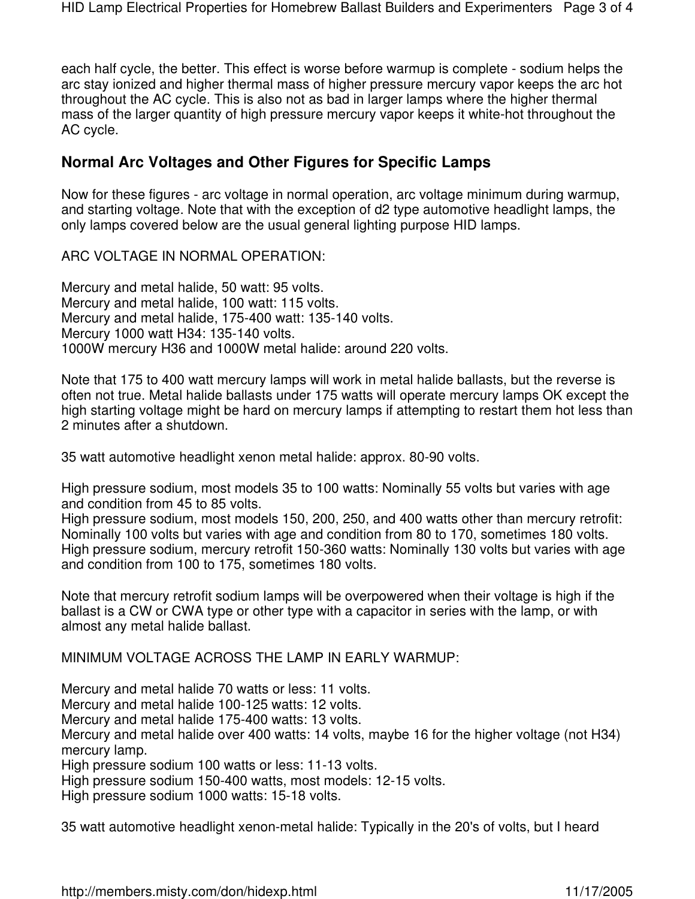each half cycle, the better. This effect is worse before warmup is complete - sodium helps the arc stay ionized and higher thermal mass of higher pressure mercury vapor keeps the arc hot throughout the AC cycle. This is also not as bad in larger lamps where the higher thermal mass of the larger quantity of high pressure mercury vapor keeps it white-hot throughout the AC cycle.

## Normal Arc Voltages and Other Figures for Specific Lamps

Now for these figures - arc voltage in normal operation, arc voltage minimum during warmup, and starting voltage. Note that with the exception of d2 type automotive headlight lamps, the only lamps covered below are the usual general lighting purpose HID lamps.

ARC VOLTAGE IN NORMAL OPERATION:

Mercury and metal halide, 50 watt: 95 volts.
Mercury and metal halide, 100 watt: 115 volts.
Mercury and metal halide, 175-400 watt: 135-140 volts.
Mercury 1000 watt H34: 135-140 volts.
1000W mercury H36 and 1000W metal halide: around 220 volts.

Note that 175 to 400 watt mercury lamps will work in metal halide ballasts, but the reverse is often not true. Metal halide ballasts under 175 watts will operate mercury lamps OK except the high starting voltage might be hard on mercury lamps if attempting to restart them hot less than 2 minutes after a shutdown.

35 watt automotive headlight xenon metal halide: approx. 80-90 volts.

High pressure sodium, most models 35 to 100 watts: Nominally 55 volts but varies with age and condition from 45 to 85 volts.
High pressure sodium, most models 150, 200, 250, and 400 watts other than mercury retrofit: Nominally 100 volts but varies with age and condition from 80 to 170, sometimes 180 volts.
High pressure sodium, mercury retrofit 150-360 watts: Nominally 130 volts but varies with age and condition from 100 to 175, sometimes 180 volts.

Note that mercury retrofit sodium lamps will be overpowered when their voltage is high if the ballast is a CW or CWA type or other type with a capacitor in series with the lamp, or with almost any metal halide ballast.

MINIMUM VOLTAGE ACROSS THE LAMP IN EARLY WARMUP:

Mercury and metal halide 70 watts or less: 11 volts.
Mercury and metal halide 100-125 watts: 12 volts.
Mercury and metal halide 175-400 watts: 13 volts.
Mercury and metal halide over 400 watts: 14 volts, maybe 16 for the higher voltage (not H34) mercury lamp.
High pressure sodium 100 watts or less: 11-13 volts.
High pressure sodium 150-400 watts, most models: 12-15 volts.
High pressure sodium 1000 watts: 15-18 volts.

35 watt automotive headlight xenon-metal halide: Typically in the 20's of volts, but I heard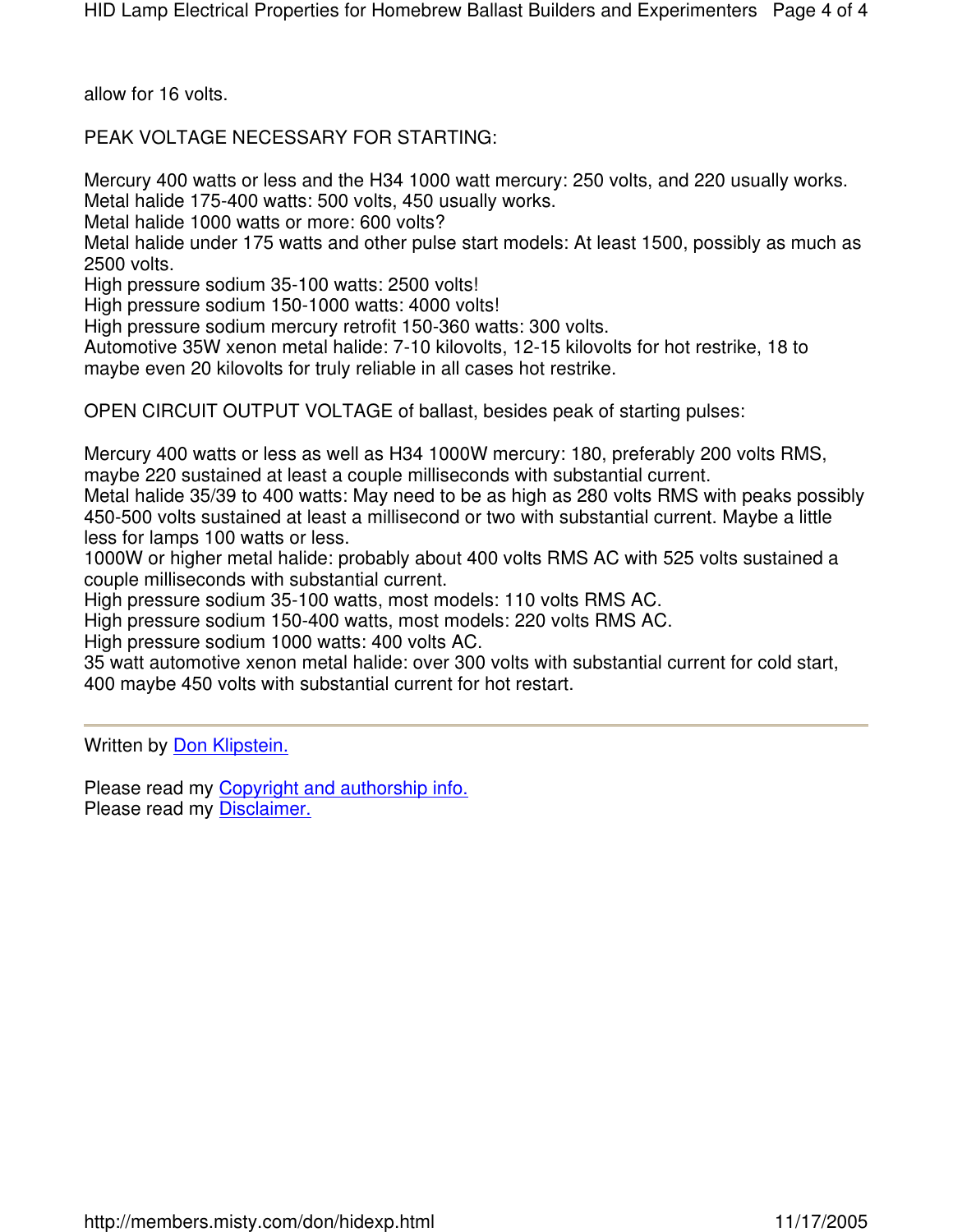allow for 16 volts.

PEAK VOLTAGE NECESSARY FOR STARTING:

Mercury 400 watts or less and the H34 1000 watt mercury: 250 volts, and 220 usually works.
Metal halide 175-400 watts: 500 volts, 450 usually works.
Metal halide 1000 watts or more: 600 volts?
Metal halide under 175 watts and other pulse start models: At least 1500, possibly as much as 2500 volts.
High pressure sodium 35-100 watts: 2500 volts!
High pressure sodium 150-1000 watts: 4000 volts!
High pressure sodium mercury retrofit 150-360 watts: 300 volts.
Automotive 35W xenon metal halide: 7-10 kilovolts, 12-15 kilovolts for hot restrike, 18 to maybe even 20 kilovolts for truly reliable in all cases hot restrike.

OPEN CIRCUIT OUTPUT VOLTAGE of ballast, besides peak of starting pulses:

Mercury 400 watts or less as well as H34 1000W mercury: 180, preferably 200 volts RMS, maybe 220 sustained at least a couple milliseconds with substantial current.
Metal halide 35/39 to 400 watts: May need to be as high as 280 volts RMS with peaks possibly 450-500 volts sustained at least a millisecond or two with substantial current. Maybe a little less for lamps 100 watts or less.
1000W or higher metal halide: probably about 400 volts RMS AC with 525 volts sustained a couple milliseconds with substantial current.
High pressure sodium 35-100 watts, most models: 110 volts RMS AC.
High pressure sodium 150-400 watts, most models: 220 volts RMS AC.
High pressure sodium 1000 watts: 400 volts AC.
35 watt automotive xenon metal halide: over 300 volts with substantial current for cold start, 400 maybe 450 volts with substantial current for hot restart.

---

Written by Don Klipstein.

Please read my Copyright and authorship info.
Please read my Disclaimer.